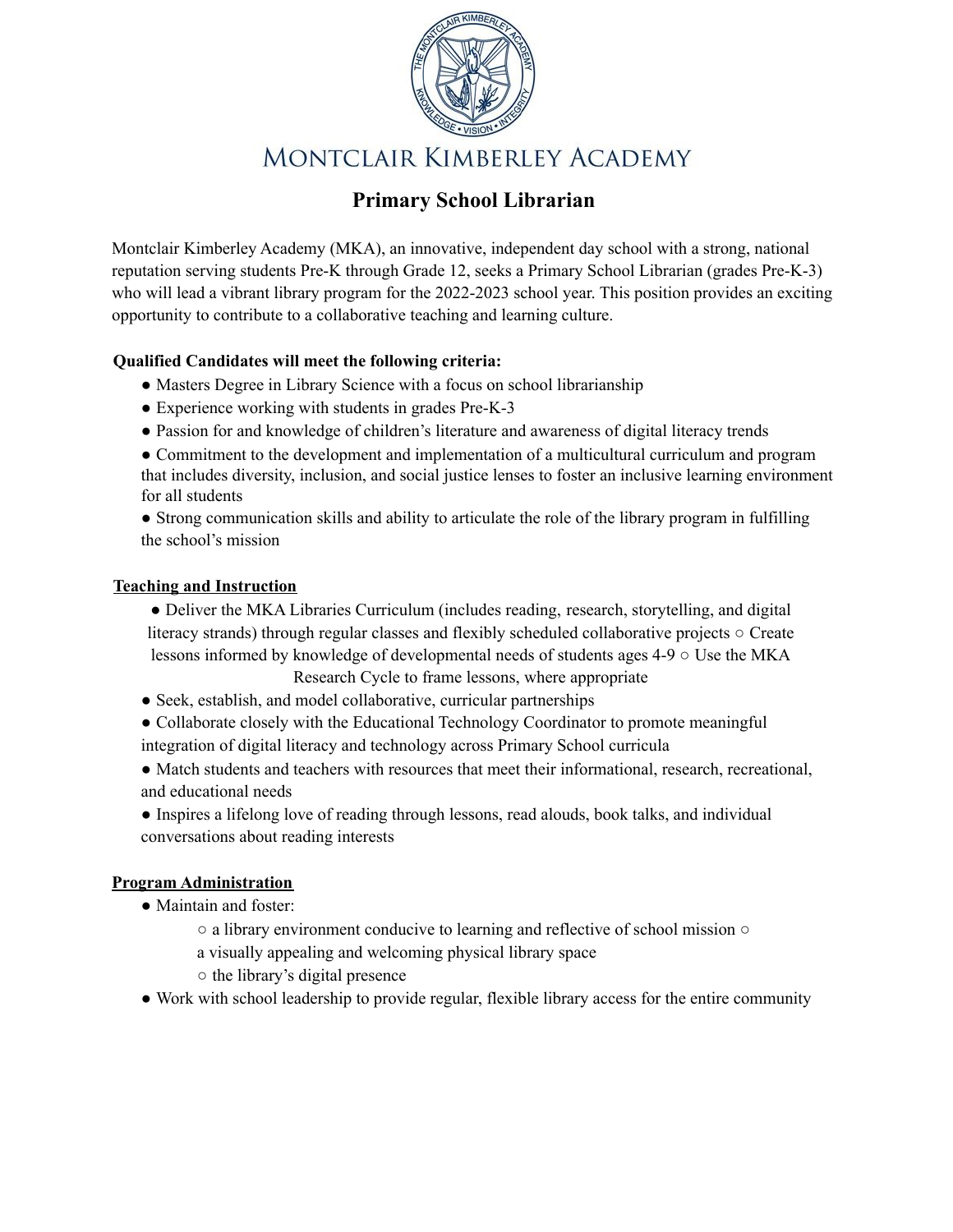# Montclair Kimberley Academy

## Primary School Librarian

Montclair Kimberley Academy (MKA), an innovative, independent day school with a strong, national reputation serving students Pre-K through Grade 12, seeks a Primary School Librarian (grades Pre-K-3) who will lead a vibrant library program for the 2022-2023 school year. This position provides an exciting opportunity to contribute to a collaborative teaching and learning culture.

**Qualified Candidates will meet the following criteria:**

- Masters Degree in Library Science with a focus on school librarianship
- Experience working with students in grades Pre-K-3
- Passion for and knowledge of children's literature and awareness of digital literacy trends
- Commitment to the development and implementation of a multicultural curriculum and program that includes diversity, inclusion, and social justice lenses to foster an inclusive learning environment for all students
- Strong communication skills and ability to articulate the role of the library program in fulfilling the school's mission

**Teaching and Instruction**

- Deliver the MKA Libraries Curriculum (includes reading, research, storytelling, and digital literacy strands) through regular classes and flexibly scheduled collaborative projects
  - Create lessons informed by knowledge of developmental needs of students ages 4-9
  - Use the MKA Research Cycle to frame lessons, where appropriate
- Seek, establish, and model collaborative, curricular partnerships
- Collaborate closely with the Educational Technology Coordinator to promote meaningful integration of digital literacy and technology across Primary School curricula
- Match students and teachers with resources that meet their informational, research, recreational, and educational needs
- Inspires a lifelong love of reading through lessons, read alouds, book talks, and individual conversations about reading interests

**Program Administration**

- Maintain and foster:
  - a library environment conducive to learning and reflective of school mission
  - a visually appealing and welcoming physical library space
  - the library's digital presence
- Work with school leadership to provide regular, flexible library access for the entire community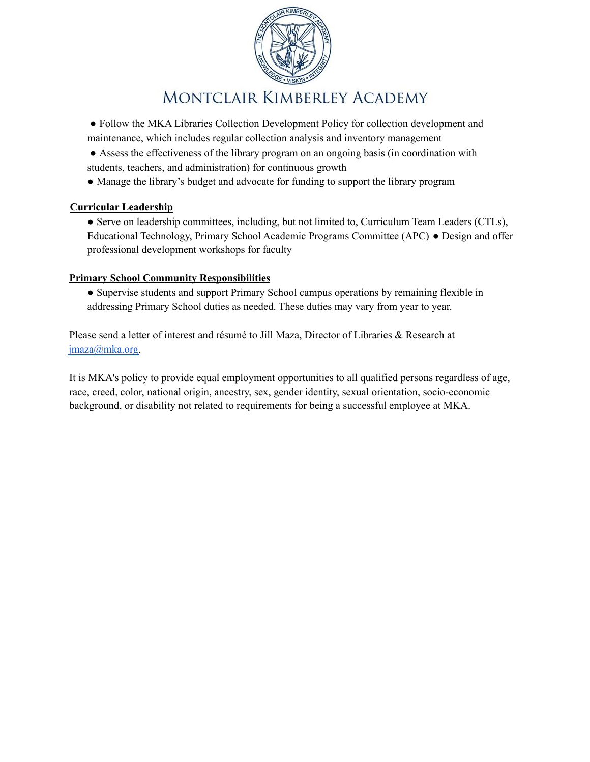- Follow the MKA Libraries Collection Development Policy for collection development and maintenance, which includes regular collection analysis and inventory management
- Assess the effectiveness of the library program on an ongoing basis (in coordination with students, teachers, and administration) for continuous growth
- Manage the library's budget and advocate for funding to support the library program

**Curricular Leadership**

- Serve on leadership committees, including, but not limited to, Curriculum Team Leaders (CTLs), Educational Technology, Primary School Academic Programs Committee (APC)
- Design and offer professional development workshops for faculty

**Primary School Community Responsibilities**

- Supervise students and support Primary School campus operations by remaining flexible in addressing Primary School duties as needed. These duties may vary from year to year.

Please send a letter of interest and résumé to Jill Maza, Director of Libraries & Research at jmaza@mka.org.

It is MKA's policy to provide equal employment opportunities to all qualified persons regardless of age, race, creed, color, national origin, ancestry, sex, gender identity, sexual orientation, socio-economic background, or disability not related to requirements for being a successful employee at MKA.